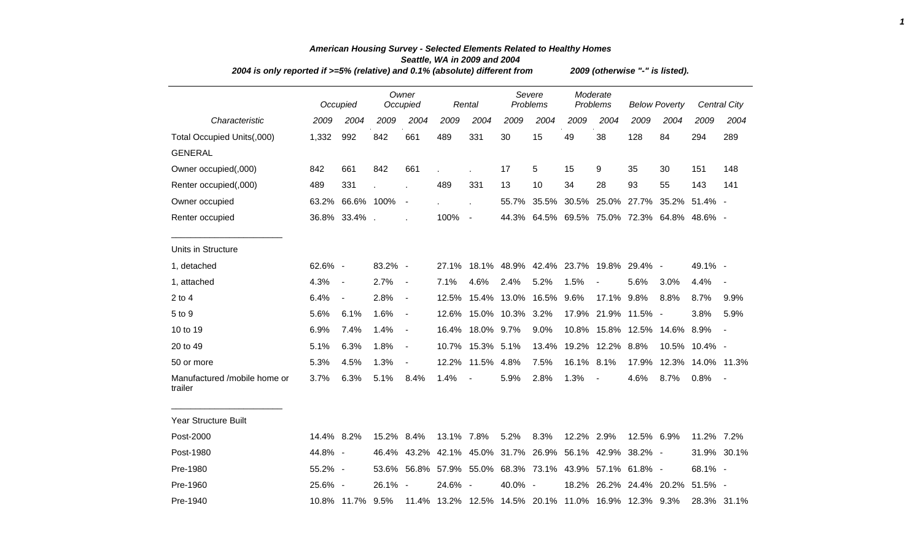***American Housing Survey - Selected Elements Related to Healthy Homes***
***Seattle, WA in 2009 and 2004***
***2004 is only reported if >=5% (relative) and 0.1% (absolute) different from 2009 (otherwise "-" is listed).***

| *Characteristic* | *Occupied* | | *Owner Occupied* | | *Rental* | | *Severe Problems* | | *Moderate Problems* | | *Below Poverty* | | *Central City* | |
|---|---|---|---|---|---|---|---|---|---|---|---|---|---|---|
| | *2009* | *2004* | *2009* | *2004* | *2009* | *2004* | *2009* | *2004* | *2009* | *2004* | *2009* | *2004* | *2009* | *2004* |
| Total Occupied Units(,000) | 1,332 | 992 | 842 | 661 | 489 | 331 | 30 | 15 | 49 | 38 | 128 | 84 | 294 | 289 |
| GENERAL | | | | | | | | | | | | | | |
| Owner occupied(,000) | 842 | 661 | 842 | 661 | . | . | 17 | 5 | 15 | 9 | 35 | 30 | 151 | 148 |
| Renter occupied(,000) | 489 | 331 | . | . | 489 | 331 | 13 | 10 | 34 | 28 | 93 | 55 | 143 | 141 |
| Owner occupied | 63.2% | 66.6% | 100% | - | . | . | 55.7% | 35.5% | 30.5% | 25.0% | 27.7% | 35.2% | 51.4% | - |
| Renter occupied | 36.8% | 33.4% | . | . | 100% | - | 44.3% | 64.5% | 69.5% | 75.0% | 72.3% | 64.8% | 48.6% | - |
| Units in Structure | | | | | | | | | | | | | | |
| 1, detached | 62.6% | - | 83.2% | - | 27.1% | 18.1% | 48.9% | 42.4% | 23.7% | 19.8% | 29.4% | - | 49.1% | - |
| 1, attached | 4.3% | - | 2.7% | - | 7.1% | 4.6% | 2.4% | 5.2% | 1.5% | - | 5.6% | 3.0% | 4.4% | - |
| 2 to 4 | 6.4% | - | 2.8% | - | 12.5% | 15.4% | 13.0% | 16.5% | 9.6% | 17.1% | 9.8% | 8.8% | 8.7% | 9.9% |
| 5 to 9 | 5.6% | 6.1% | 1.6% | - | 12.6% | 15.0% | 10.3% | 3.2% | 17.9% | 21.9% | 11.5% | - | 3.8% | 5.9% |
| 10 to 19 | 6.9% | 7.4% | 1.4% | - | 16.4% | 18.0% | 9.7% | 9.0% | 10.8% | 15.8% | 12.5% | 14.6% | 8.9% | - |
| 20 to 49 | 5.1% | 6.3% | 1.8% | - | 10.7% | 15.3% | 5.1% | 13.4% | 19.2% | 12.2% | 8.8% | 10.5% | 10.4% | - |
| 50 or more | 5.3% | 4.5% | 1.3% | - | 12.2% | 11.5% | 4.8% | 7.5% | 16.1% | 8.1% | 17.9% | 12.3% | 14.0% | 11.3% |
| Manufactured /mobile home or trailer | 3.7% | 6.3% | 5.1% | 8.4% | 1.4% | - | 5.9% | 2.8% | 1.3% | - | 4.6% | 8.7% | 0.8% | - |
| Year Structure Built | | | | | | | | | | | | | | |
| Post-2000 | 14.4% | 8.2% | 15.2% | 8.4% | 13.1% | 7.8% | 5.2% | 8.3% | 12.2% | 2.9% | 12.5% | 6.9% | 11.2% | 7.2% |
| Post-1980 | 44.8% | - | 46.4% | 43.2% | 42.1% | 45.0% | 31.7% | 26.9% | 56.1% | 42.9% | 38.2% | - | 31.9% | 30.1% |
| Pre-1980 | 55.2% | - | 53.6% | 56.8% | 57.9% | 55.0% | 68.3% | 73.1% | 43.9% | 57.1% | 61.8% | - | 68.1% | - |
| Pre-1960 | 25.6% | - | 26.1% | - | 24.6% | - | 40.0% | - | 18.2% | 26.2% | 24.4% | 20.2% | 51.5% | - |
| Pre-1940 | 10.8% | 11.7% | 9.5% | 11.4% | 13.2% | 12.5% | 14.5% | 20.1% | 11.0% | 16.9% | 12.3% | 9.3% | 28.3% | 31.1% |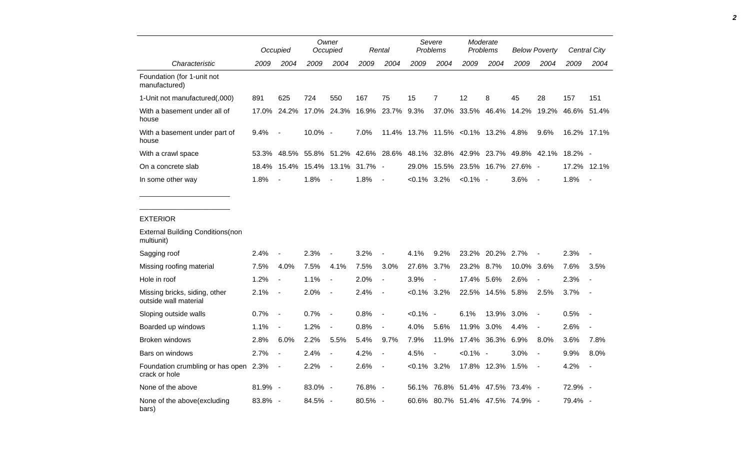| Characteristic | Occupied | | Owner Occupied | | Rental | | Severe Problems | | Moderate Problems | | Below Poverty | | Central City | |
|---|---|---|---|---|---|---|---|---|---|---|---|---|---|---|
| | 2009 | 2004 | 2009 | 2004 | 2009 | 2004 | 2009 | 2004 | 2009 | 2004 | 2009 | 2004 | 2009 | 2004 |
| Foundation (for 1-unit not manufactured) | | | | | | | | | | | | | | |
| 1-Unit not manufactured(,000) | 891 | 625 | 724 | 550 | 167 | 75 | 15 | 7 | 12 | 8 | 45 | 28 | 157 | 151 |
| With a basement under all of house | 17.0% | 24.2% | 17.0% | 24.3% | 16.9% | 23.7% | 9.3% | 37.0% | 33.5% | 46.4% | 14.2% | 19.2% | 46.6% | 51.4% |
| With a basement under part of house | 9.4% | - | 10.0% | - | 7.0% | 11.4% | 13.7% | 11.5% | <0.1% | 13.2% | 4.8% | 9.6% | 16.2% | 17.1% |
| With a crawl space | 53.3% | 48.5% | 55.8% | 51.2% | 42.6% | 28.6% | 48.1% | 32.8% | 42.9% | 23.7% | 49.8% | 42.1% | 18.2% | - |
| On a concrete slab | 18.4% | 15.4% | 15.4% | 13.1% | 31.7% | - | 29.0% | 15.5% | 23.5% | 16.7% | 27.6% | - | 17.2% | 12.1% |
| In some other way | 1.8% | - | 1.8% | - | 1.8% | - | <0.1% | 3.2% | <0.1% | - | 3.6% | - | 1.8% | - |
| EXTERIOR | | | | | | | | | | | | | | |
| External Building Conditions(non multiunit) | | | | | | | | | | | | | | |
| Sagging roof | 2.4% | - | 2.3% | - | 3.2% | - | 4.1% | 9.2% | 23.2% | 20.2% | 2.7% | - | 2.3% | - |
| Missing roofing material | 7.5% | 4.0% | 7.5% | 4.1% | 7.5% | 3.0% | 27.6% | 3.7% | 23.2% | 8.7% | 10.0% | 3.6% | 7.6% | 3.5% |
| Hole in roof | 1.2% | - | 1.1% | - | 2.0% | - | 3.9% | - | 17.4% | 5.6% | 2.6% | - | 2.3% | - |
| Missing bricks, siding, other outside wall material | 2.1% | - | 2.0% | - | 2.4% | - | <0.1% | 3.2% | 22.5% | 14.5% | 5.8% | 2.5% | 3.7% | - |
| Sloping outside walls | 0.7% | - | 0.7% | - | 0.8% | - | <0.1% | - | 6.1% | 13.9% | 3.0% | - | 0.5% | - |
| Boarded up windows | 1.1% | - | 1.2% | - | 0.8% | - | 4.0% | 5.6% | 11.9% | 3.0% | 4.4% | - | 2.6% | - |
| Broken windows | 2.8% | 6.0% | 2.2% | 5.5% | 5.4% | 9.7% | 7.9% | 11.9% | 17.4% | 36.3% | 6.9% | 8.0% | 3.6% | 7.8% |
| Bars on windows | 2.7% | - | 2.4% | - | 4.2% | - | 4.5% | - | <0.1% | - | 3.0% | - | 9.9% | 8.0% |
| Foundation crumbling or has open crack or hole | 2.3% | - | 2.2% | - | 2.6% | - | <0.1% | 3.2% | 17.8% | 12.3% | 1.5% | - | 4.2% | - |
| None of the above | 81.9% | - | 83.0% | - | 76.8% | - | 56.1% | 76.8% | 51.4% | 47.5% | 73.4% | - | 72.9% | - |
| None of the above(excluding bars) | 83.8% | - | 84.5% | - | 80.5% | - | 60.6% | 80.7% | 51.4% | 47.5% | 74.9% | - | 79.4% | - |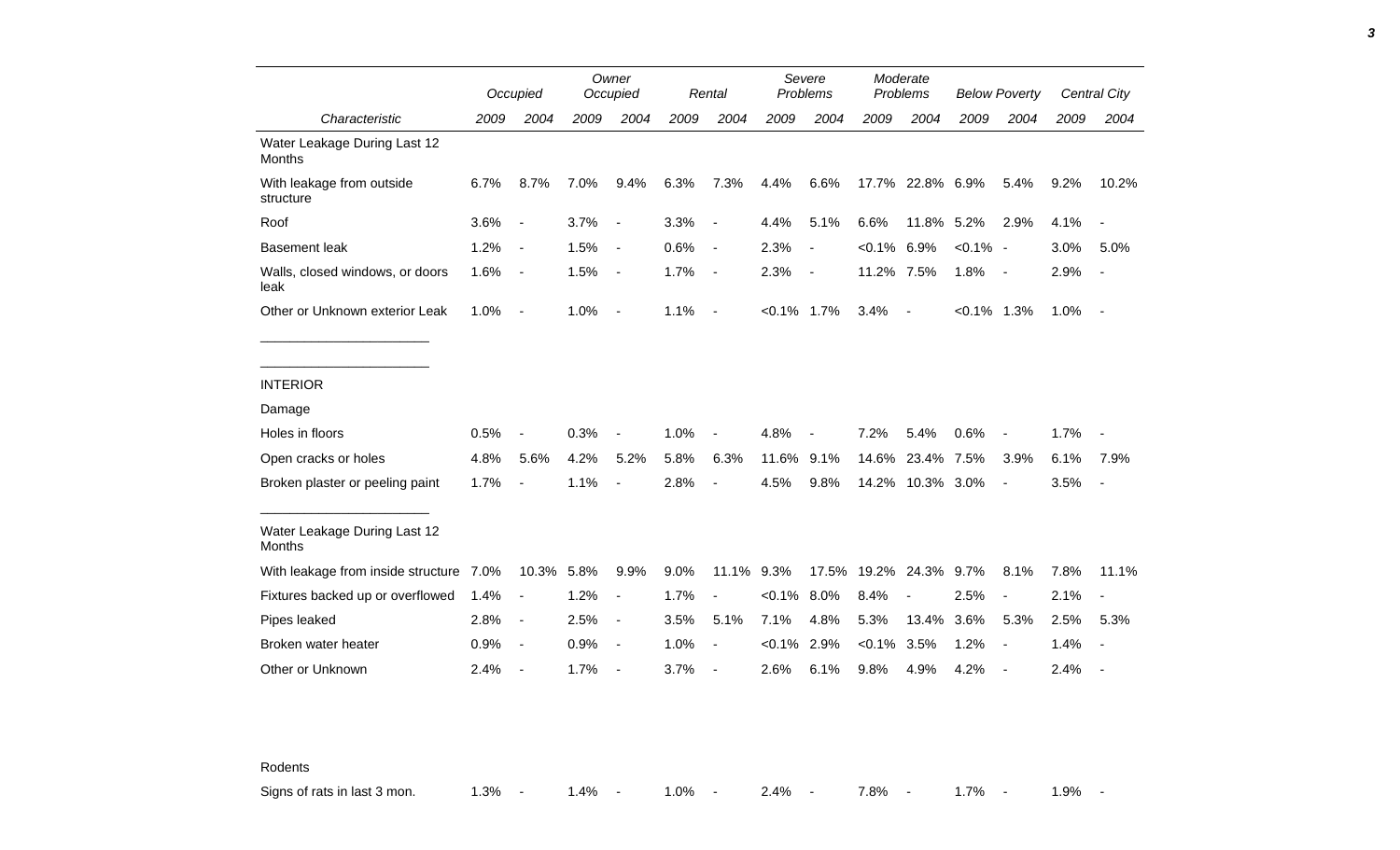| Characteristic | Occupied 2009 | Occupied 2004 | Owner Occupied 2009 | Owner Occupied 2004 | Rental 2009 | Rental 2004 | Severe Problems 2009 | Severe Problems 2004 | Moderate Problems 2009 | Moderate Problems 2004 | Below Poverty 2009 | Below Poverty 2004 | Central City 2009 | Central City 2004 |
|---|---|---|---|---|---|---|---|---|---|---|---|---|---|---|
| Water Leakage During Last 12 Months | | | | | | | | | | | | | | |
| With leakage from outside structure | 6.7% | 8.7% | 7.0% | 9.4% | 6.3% | 7.3% | 4.4% | 6.6% | 17.7% | 22.8% | 6.9% | 5.4% | 9.2% | 10.2% |
| Roof | 3.6% | - | 3.7% | - | 3.3% | - | 4.4% | 5.1% | 6.6% | 11.8% | 5.2% | 2.9% | 4.1% | - |
| Basement leak | 1.2% | - | 1.5% | - | 0.6% | - | 2.3% | - | <0.1% | 6.9% | <0.1% | - | 3.0% | 5.0% |
| Walls, closed windows, or doors leak | 1.6% | - | 1.5% | - | 1.7% | - | 2.3% | - | 11.2% | 7.5% | 1.8% | - | 2.9% | - |
| Other or Unknown exterior Leak | 1.0% | - | 1.0% | - | 1.1% | - | <0.1% | 1.7% | 3.4% | - | <0.1% | 1.3% | 1.0% | - |
| INTERIOR | | | | | | | | | | | | | | |
| Damage | | | | | | | | | | | | | | |
| Holes in floors | 0.5% | - | 0.3% | - | 1.0% | - | 4.8% | - | 7.2% | 5.4% | 0.6% | - | 1.7% | - |
| Open cracks or holes | 4.8% | 5.6% | 4.2% | 5.2% | 5.8% | 6.3% | 11.6% | 9.1% | 14.6% | 23.4% | 7.5% | 3.9% | 6.1% | 7.9% |
| Broken plaster or peeling paint | 1.7% | - | 1.1% | - | 2.8% | - | 4.5% | 9.8% | 14.2% | 10.3% | 3.0% | - | 3.5% | - |
| Water Leakage During Last 12 Months | | | | | | | | | | | | | | |
| With leakage from inside structure | 7.0% | 10.3% | 5.8% | 9.9% | 9.0% | 11.1% | 9.3% | 17.5% | 19.2% | 24.3% | 9.7% | 8.1% | 7.8% | 11.1% |
| Fixtures backed up or overflowed | 1.4% | - | 1.2% | - | 1.7% | - | <0.1% | 8.0% | 8.4% | - | 2.5% | - | 2.1% | - |
| Pipes leaked | 2.8% | - | 2.5% | - | 3.5% | 5.1% | 7.1% | 4.8% | 5.3% | 13.4% | 3.6% | 5.3% | 2.5% | 5.3% |
| Broken water heater | 0.9% | - | 0.9% | - | 1.0% | - | <0.1% | 2.9% | <0.1% | 3.5% | 1.2% | - | 1.4% | - |
| Other or Unknown | 2.4% | - | 1.7% | - | 3.7% | - | 2.6% | 6.1% | 9.8% | 4.9% | 4.2% | - | 2.4% | - |
| Rodents | | | | | | | | | | | | | | |
| Signs of rats in last 3 mon. | 1.3% | - | 1.4% | - | 1.0% | - | 2.4% | - | 7.8% | - | 1.7% | - | 1.9% | - |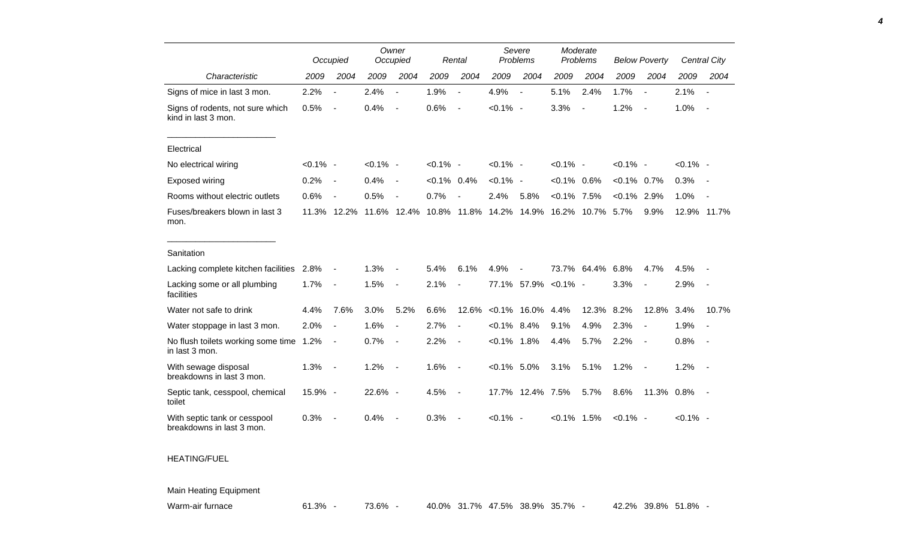| | Occupied | | Owner Occupied | | Rental | | Severe Problems | | Moderate Problems | | Below Poverty | | Central City | |
|---|---|---|---|---|---|---|---|---|---|---|---|---|---|---|
| Characteristic | 2009 | 2004 | 2009 | 2004 | 2009 | 2004 | 2009 | 2004 | 2009 | 2004 | 2009 | 2004 | 2009 | 2004 |
| Signs of mice in last 3 mon. | 2.2% | - | 2.4% | - | 1.9% | - | 4.9% | - | 5.1% | 2.4% | 1.7% | - | 2.1% | - |
| Signs of rodents, not sure which kind in last 3 mon. | 0.5% | - | 0.4% | - | 0.6% | - | <0.1% | - | 3.3% | - | 1.2% | - | 1.0% | - |
| Electrical | | | | | | | | | | | | | | |
| No electrical wiring | <0.1% | - | <0.1% | - | <0.1% | - | <0.1% | - | <0.1% | - | <0.1% | - | <0.1% | - |
| Exposed wiring | 0.2% | - | 0.4% | - | <0.1% | 0.4% | <0.1% | - | <0.1% | 0.6% | <0.1% | 0.7% | 0.3% | - |
| Rooms without electric outlets | 0.6% | - | 0.5% | - | 0.7% | - | 2.4% | 5.8% | <0.1% | 7.5% | <0.1% | 2.9% | 1.0% | - |
| Fuses/breakers blown in last 3 mon. | 11.3% | 12.2% | 11.6% | 12.4% | 10.8% | 11.8% | 14.2% | 14.9% | 16.2% | 10.7% | 5.7% | 9.9% | 12.9% | 11.7% |
| Sanitation | | | | | | | | | | | | | | |
| Lacking complete kitchen facilities | 2.8% | - | 1.3% | - | 5.4% | 6.1% | 4.9% | - | 73.7% | 64.4% | 6.8% | 4.7% | 4.5% | - |
| Lacking some or all plumbing facilities | 1.7% | - | 1.5% | - | 2.1% | - | 77.1% | 57.9% | <0.1% | - | 3.3% | - | 2.9% | - |
| Water not safe to drink | 4.4% | 7.6% | 3.0% | 5.2% | 6.6% | 12.6% | <0.1% | 16.0% | 4.4% | 12.3% | 8.2% | 12.8% | 3.4% | 10.7% |
| Water stoppage in last 3 mon. | 2.0% | - | 1.6% | - | 2.7% | - | <0.1% | 8.4% | 9.1% | 4.9% | 2.3% | - | 1.9% | - |
| No flush toilets working some time in last 3 mon. | 1.2% | - | 0.7% | - | 2.2% | - | <0.1% | 1.8% | 4.4% | 5.7% | 2.2% | - | 0.8% | - |
| With sewage disposal breakdowns in last 3 mon. | 1.3% | - | 1.2% | - | 1.6% | - | <0.1% | 5.0% | 3.1% | 5.1% | 1.2% | - | 1.2% | - |
| Septic tank, cesspool, chemical toilet | 15.9% | - | 22.6% | - | 4.5% | - | 17.7% | 12.4% | 7.5% | 5.7% | 8.6% | 11.3% | 0.8% | - |
| With septic tank or cesspool breakdowns in last 3 mon. | 0.3% | - | 0.4% | - | 0.3% | - | <0.1% | - | <0.1% | 1.5% | <0.1% | - | <0.1% | - |
| HEATING/FUEL | | | | | | | | | | | | | | |
| Main Heating Equipment | | | | | | | | | | | | | | |
| Warm-air furnace | 61.3% | - | 73.6% | - | 40.0% | 31.7% | 47.5% | 38.9% | 35.7% | - | 42.2% | 39.8% | 51.8% | - |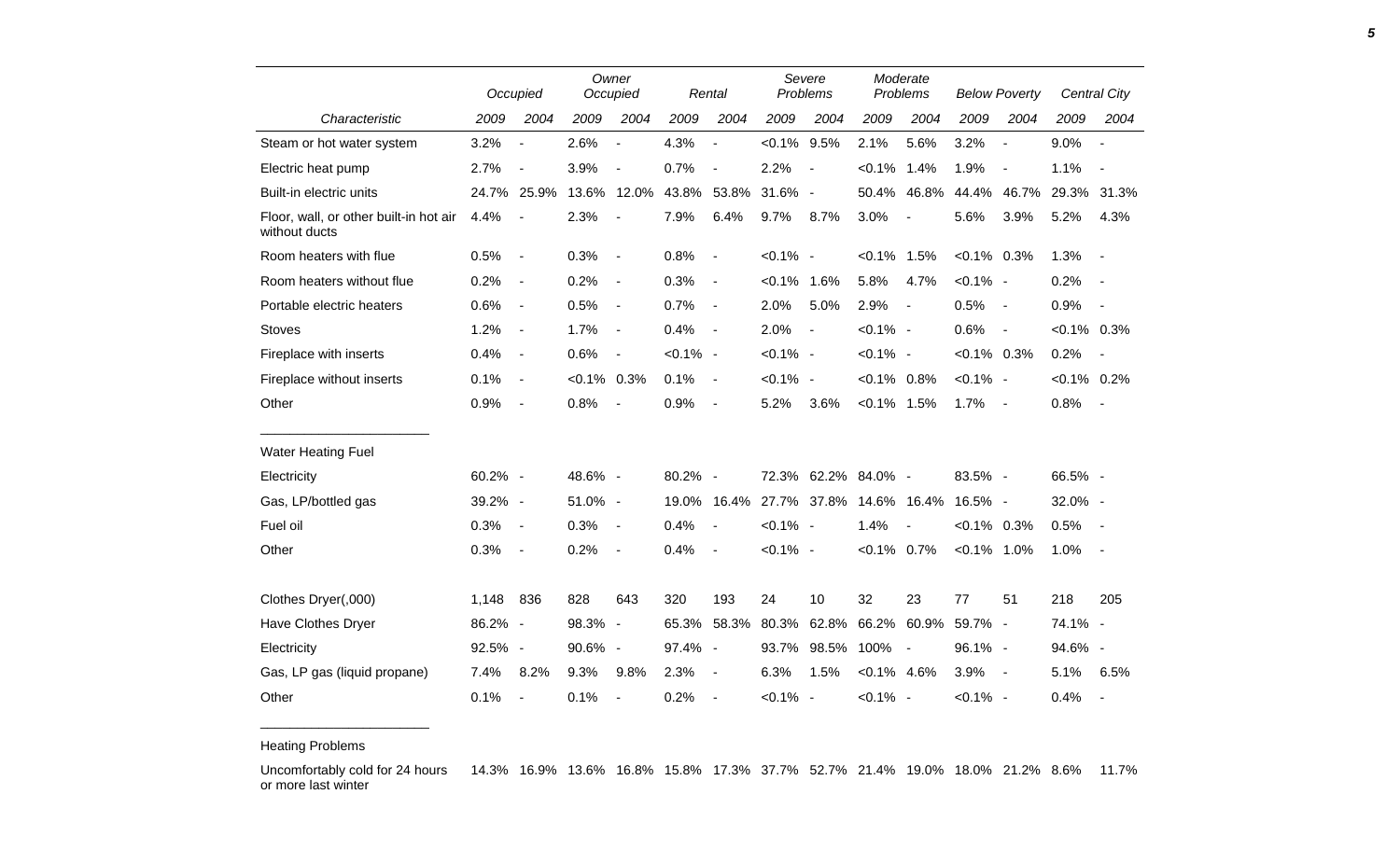| | Occupied | | Owner Occupied | | Rental | | Severe Problems | | Moderate Problems | | Below Poverty | | Central City | |
|---|---|---|---|---|---|---|---|---|---|---|---|---|---|---|
| Characteristic | 2009 | 2004 | 2009 | 2004 | 2009 | 2004 | 2009 | 2004 | 2009 | 2004 | 2009 | 2004 | 2009 | 2004 |
| Steam or hot water system | 3.2% | - | 2.6% | - | 4.3% | - | <0.1% | 9.5% | 2.1% | 5.6% | 3.2% | - | 9.0% | - |
| Electric heat pump | 2.7% | - | 3.9% | - | 0.7% | - | 2.2% | - | <0.1% | 1.4% | 1.9% | - | 1.1% | - |
| Built-in electric units | 24.7% | 25.9% | 13.6% | 12.0% | 43.8% | 53.8% | 31.6% | - | 50.4% | 46.8% | 44.4% | 46.7% | 29.3% | 31.3% |
| Floor, wall, or other built-in hot air without ducts | 4.4% | - | 2.3% | - | 7.9% | 6.4% | 9.7% | 8.7% | 3.0% | - | 5.6% | 3.9% | 5.2% | 4.3% |
| Room heaters with flue | 0.5% | - | 0.3% | - | 0.8% | - | <0.1% | - | <0.1% | 1.5% | <0.1% | 0.3% | 1.3% | - |
| Room heaters without flue | 0.2% | - | 0.2% | - | 0.3% | - | <0.1% | 1.6% | 5.8% | 4.7% | <0.1% | - | 0.2% | - |
| Portable electric heaters | 0.6% | - | 0.5% | - | 0.7% | - | 2.0% | 5.0% | 2.9% | - | 0.5% | - | 0.9% | - |
| Stoves | 1.2% | - | 1.7% | - | 0.4% | - | 2.0% | - | <0.1% | - | 0.6% | - | <0.1% | 0.3% |
| Fireplace with inserts | 0.4% | - | 0.6% | - | <0.1% | - | <0.1% | - | <0.1% | - | <0.1% | 0.3% | 0.2% | - |
| Fireplace without inserts | 0.1% | - | <0.1% | 0.3% | 0.1% | - | <0.1% | - | <0.1% | 0.8% | <0.1% | - | <0.1% | 0.2% |
| Other | 0.9% | - | 0.8% | - | 0.9% | - | 5.2% | 3.6% | <0.1% | 1.5% | 1.7% | - | 0.8% | - |
| Water Heating Fuel | | | | | | | | | | | | | | |
| Electricity | 60.2% | - | 48.6% | - | 80.2% | - | 72.3% | 62.2% | 84.0% | - | 83.5% | - | 66.5% | - |
| Gas, LP/bottled gas | 39.2% | - | 51.0% | - | 19.0% | 16.4% | 27.7% | 37.8% | 14.6% | 16.4% | 16.5% | - | 32.0% | - |
| Fuel oil | 0.3% | - | 0.3% | - | 0.4% | - | <0.1% | - | 1.4% | - | <0.1% | 0.3% | 0.5% | - |
| Other | 0.3% | - | 0.2% | - | 0.4% | - | <0.1% | - | <0.1% | 0.7% | <0.1% | 1.0% | 1.0% | - |
| Clothes Dryer(,000) | 1,148 | 836 | 828 | 643 | 320 | 193 | 24 | 10 | 32 | 23 | 77 | 51 | 218 | 205 |
| Have Clothes Dryer | 86.2% | - | 98.3% | - | 65.3% | 58.3% | 80.3% | 62.8% | 66.2% | 60.9% | 59.7% | - | 74.1% | - |
| Electricity | 92.5% | - | 90.6% | - | 97.4% | - | 93.7% | 98.5% | 100% | - | 96.1% | - | 94.6% | - |
| Gas, LP gas (liquid propane) | 7.4% | 8.2% | 9.3% | 9.8% | 2.3% | - | 6.3% | 1.5% | <0.1% | 4.6% | 3.9% | - | 5.1% | 6.5% |
| Other | 0.1% | - | 0.1% | - | 0.2% | - | <0.1% | - | <0.1% | - | <0.1% | - | 0.4% | - |
| Heating Problems | | | | | | | | | | | | | | |
| Uncomfortably cold for 24 hours or more last winter | 14.3% | 16.9% | 13.6% | 16.8% | 15.8% | 17.3% | 37.7% | 52.7% | 21.4% | 19.0% | 18.0% | 21.2% | 8.6% | 11.7% |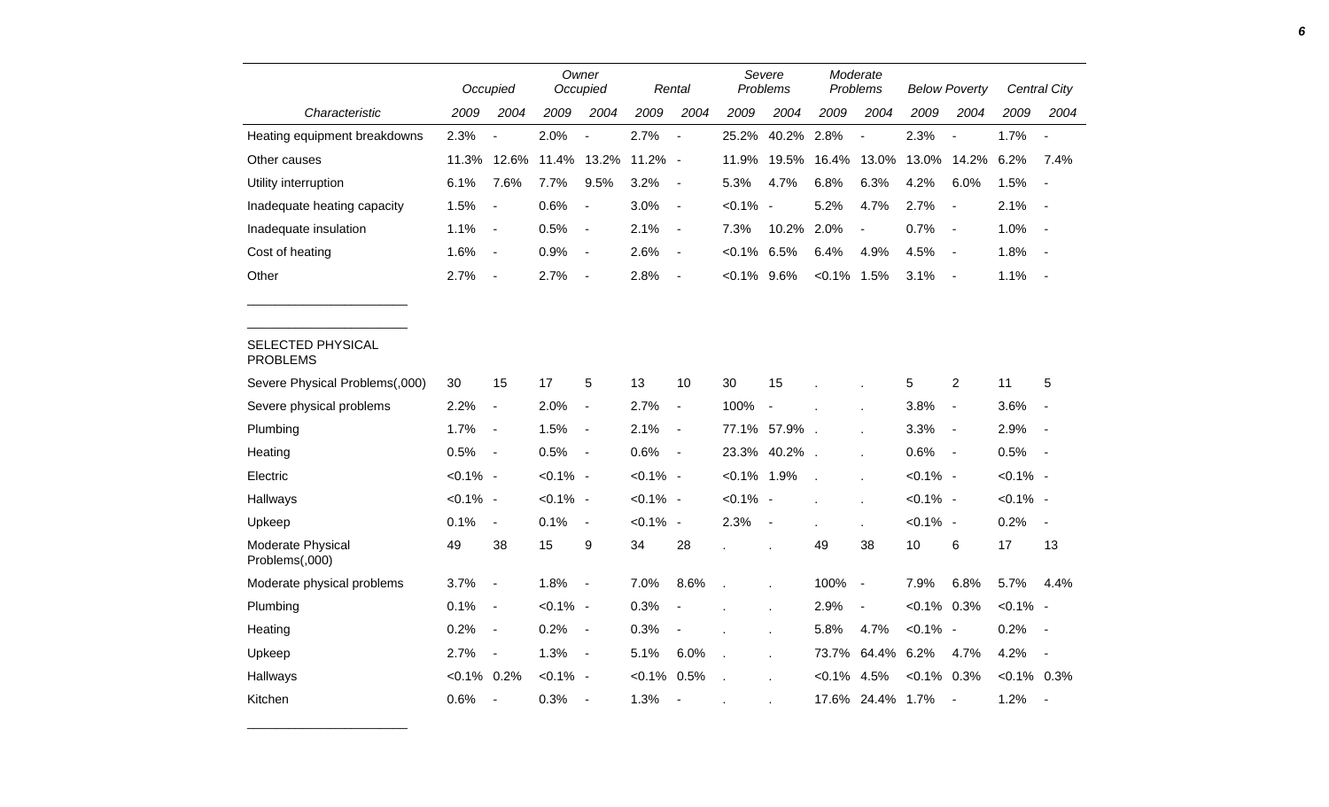| Characteristic | Occupied | | Owner Occupied | | Rental | | Severe Problems | | Moderate Problems | | Below Poverty | | Central City | |
|---|---|---|---|---|---|---|---|---|---|---|---|---|---|---|
| | 2009 | 2004 | 2009 | 2004 | 2009 | 2004 | 2009 | 2004 | 2009 | 2004 | 2009 | 2004 | 2009 | 2004 |
| Heating equipment breakdowns | 2.3% | - | 2.0% | - | 2.7% | - | 25.2% | 40.2% | 2.8% | - | 2.3% | - | 1.7% | - |
| Other causes | 11.3% | 12.6% | 11.4% | 13.2% | 11.2% | - | 11.9% | 19.5% | 16.4% | 13.0% | 13.0% | 14.2% | 6.2% | 7.4% |
| Utility interruption | 6.1% | 7.6% | 7.7% | 9.5% | 3.2% | - | 5.3% | 4.7% | 6.8% | 6.3% | 4.2% | 6.0% | 1.5% | - |
| Inadequate heating capacity | 1.5% | - | 0.6% | - | 3.0% | - | <0.1% | - | 5.2% | 4.7% | 2.7% | - | 2.1% | - |
| Inadequate insulation | 1.1% | - | 0.5% | - | 2.1% | - | 7.3% | 10.2% | 2.0% | - | 0.7% | - | 1.0% | - |
| Cost of heating | 1.6% | - | 0.9% | - | 2.6% | - | <0.1% | 6.5% | 6.4% | 4.9% | 4.5% | - | 1.8% | - |
| Other | 2.7% | - | 2.7% | - | 2.8% | - | <0.1% | 9.6% | <0.1% | 1.5% | 3.1% | - | 1.1% | - |
| SELECTED PHYSICAL PROBLEMS | | | | | | | | | | | | | | |
| Severe Physical Problems(,000) | 30 | 15 | 17 | 5 | 13 | 10 | 30 | 15 | . | . | 5 | 2 | 11 | 5 |
| Severe physical problems | 2.2% | - | 2.0% | - | 2.7% | - | 100% | - | . | . | 3.8% | - | 3.6% | - |
| Plumbing | 1.7% | - | 1.5% | - | 2.1% | - | 77.1% | 57.9% | . | . | 3.3% | - | 2.9% | - |
| Heating | 0.5% | - | 0.5% | - | 0.6% | - | 23.3% | 40.2% | . | . | 0.6% | - | 0.5% | - |
| Electric | <0.1% | - | <0.1% | - | <0.1% | - | <0.1% | 1.9% | . | . | <0.1% | - | <0.1% | - |
| Hallways | <0.1% | - | <0.1% | - | <0.1% | - | <0.1% | - | . | . | <0.1% | - | <0.1% | - |
| Upkeep | 0.1% | - | 0.1% | - | <0.1% | - | 2.3% | - | . | . | <0.1% | - | 0.2% | - |
| Moderate Physical Problems(,000) | 49 | 38 | 15 | 9 | 34 | 28 | . | . | 49 | 38 | 10 | 6 | 17 | 13 |
| Moderate physical problems | 3.7% | - | 1.8% | - | 7.0% | 8.6% | . | . | 100% | - | 7.9% | 6.8% | 5.7% | 4.4% |
| Plumbing | 0.1% | - | <0.1% | - | 0.3% | - | . | . | 2.9% | - | <0.1% | 0.3% | <0.1% | - |
| Heating | 0.2% | - | 0.2% | - | 0.3% | - | . | . | 5.8% | 4.7% | <0.1% | - | 0.2% | - |
| Upkeep | 2.7% | - | 1.3% | - | 5.1% | 6.0% | . | . | 73.7% | 64.4% | 6.2% | 4.7% | 4.2% | - |
| Hallways | <0.1% | 0.2% | <0.1% | - | <0.1% | 0.5% | . | . | <0.1% | 4.5% | <0.1% | 0.3% | <0.1% | 0.3% |
| Kitchen | 0.6% | - | 0.3% | - | 1.3% | - | . | . | 17.6% | 24.4% | 1.7% | - | 1.2% | - |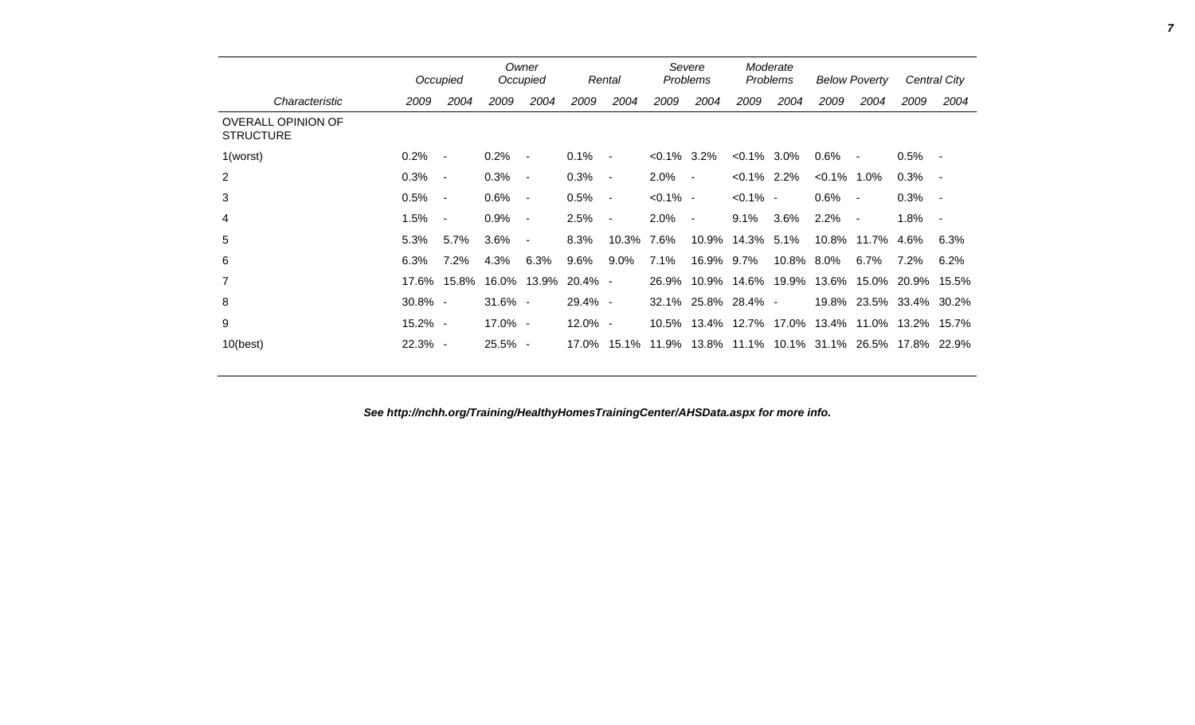| Characteristic | Occupied | | Owner Occupied | | Rental | | Severe Problems | | Moderate Problems | | Below Poverty | | Central City | |
|---|---|---|---|---|---|---|---|---|---|---|---|---|---|---|
| | 2009 | 2004 | 2009 | 2004 | 2009 | 2004 | 2009 | 2004 | 2009 | 2004 | 2009 | 2004 | 2009 | 2004 |
| OVERALL OPINION OF STRUCTURE | | | | | | | | | | | | | | |
| 1(worst) | 0.2% | - | 0.2% | - | 0.1% | - | <0.1% | 3.2% | <0.1% | 3.0% | 0.6% | - | 0.5% | - |
| 2 | 0.3% | - | 0.3% | - | 0.3% | - | 2.0% | - | <0.1% | 2.2% | <0.1% | 1.0% | 0.3% | - |
| 3 | 0.5% | - | 0.6% | - | 0.5% | - | <0.1% | - | <0.1% | - | 0.6% | - | 0.3% | - |
| 4 | 1.5% | - | 0.9% | - | 2.5% | - | 2.0% | - | 9.1% | 3.6% | 2.2% | - | 1.8% | - |
| 5 | 5.3% | 5.7% | 3.6% | - | 8.3% | 10.3% | 7.6% | 10.9% | 14.3% | 5.1% | 10.8% | 11.7% | 4.6% | 6.3% |
| 6 | 6.3% | 7.2% | 4.3% | 6.3% | 9.6% | 9.0% | 7.1% | 16.9% | 9.7% | 10.8% | 8.0% | 6.7% | 7.2% | 6.2% |
| 7 | 17.6% | 15.8% | 16.0% | 13.9% | 20.4% | - | 26.9% | 10.9% | 14.6% | 19.9% | 13.6% | 15.0% | 20.9% | 15.5% |
| 8 | 30.8% | - | 31.6% | - | 29.4% | - | 32.1% | 25.8% | 28.4% | - | 19.8% | 23.5% | 33.4% | 30.2% |
| 9 | 15.2% | - | 17.0% | - | 12.0% | - | 10.5% | 13.4% | 12.7% | 17.0% | 13.4% | 11.0% | 13.2% | 15.7% |
| 10(best) | 22.3% | - | 25.5% | - | 17.0% | 15.1% | 11.9% | 13.8% | 11.1% | 10.1% | 31.1% | 26.5% | 17.8% | 22.9% |

***See http://nchh.org/Training/HealthyHomesTrainingCenter/AHSData.aspx for more info.***